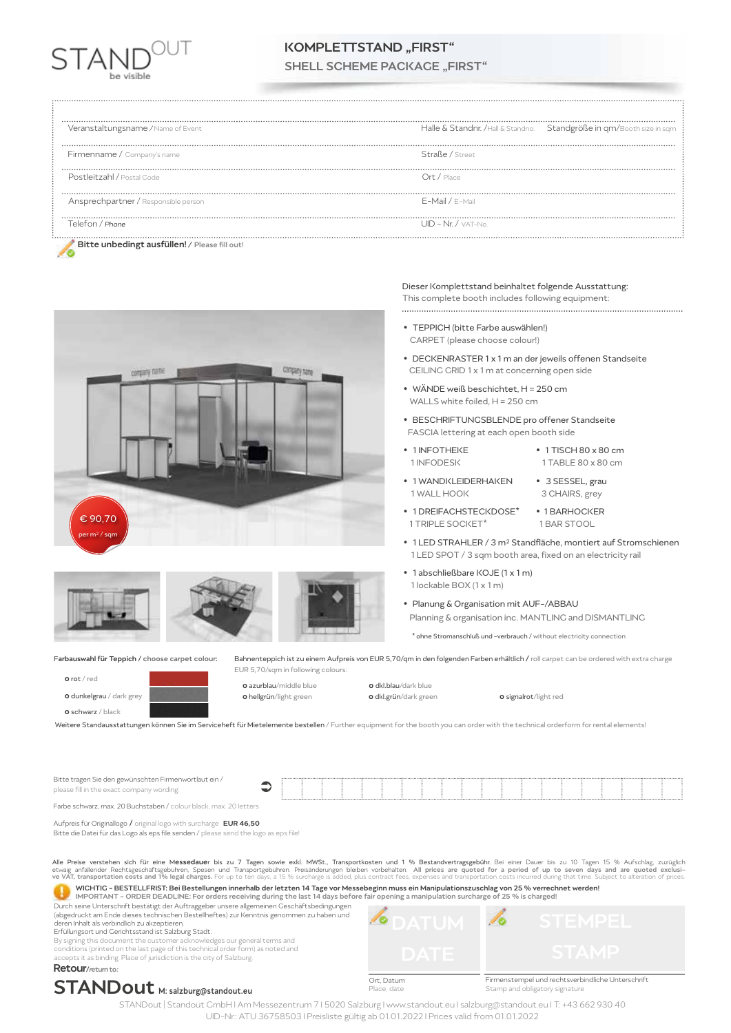STANDOUT be visible

# KOMPLETTSTAND „FIRST“
## SHELL SCHEME PACKAGE „FIRST“

| | |
|---|---|
| Veranstaltungsname / Name of Event | Halle & Standnr. / Hall & Standno. — Standgröße in qm/Booth size in sqm |
| Firmenname / Company's name | Straße / Street |
| Postleitzahl / Postal Code | Ort / Place |
| Ansprechpartner / Responsible person | E-Mail / E-Mail |
| Telefon / Phone | UID - Nr. / VAT-No. |

**Bitte unbedingt ausfüllen!** / Please fill out!

€ 90,70 per m² / sqm

Dieser Komplettstand beinhaltet folgende Ausstattung:
This complete booth includes following equipment:

- TEPPICH (bitte Farbe auswählen!)
  CARPET (please choose colour!)
- DECKENRASTER 1 x 1 m an der jeweils offenen Standseite
  CEILING GRID 1 x 1 m at concerning open side
- WÄNDE weiß beschichtet, H = 250 cm
  WALLS white foiled, H = 250 cm
- BESCHRIFTUNGSBLENDE pro offener Standseite
  FASCIA lettering at each open booth side
- 1 INFOTHEKE
  1 INFODESK
- 1 TISCH 80 x 80 cm
  1 TABLE 80 x 80 cm
- 1 WANDKLEIDERHAKEN
  1 WALL HOOK
- 3 SESSEL, grau
  3 CHAIRS, grey
- 1 DREIFACHSTECKDOSE*
  1 TRIPLE SOCKET*
- 1 BARHOCKER
  1 BAR STOOL
- 1 LED STRAHLER / 3 m² Standfläche, montiert auf Stromschienen
  1 LED SPOT / 3 sqm booth area, fixed on an electricity rail
- 1 abschließbare KOJE (1 x 1 m)
  1 lockable BOX (1 x 1 m)
- Planung & Organisation mit AUF-/ABBAU
  Planning & organisation inc. MANTLING and DISMANTLING

\* ohne Stromanschluß und -verbrauch / without electricity connection

**Farbauswahl für Teppich** / choose carpet colour:

- o rot / red
- o dunkelgrau / dark grey
- o schwarz / black

Bahnenteppich ist zu einem Aufpreis von EUR 5,70/qm in den folgenden Farben erhältlich / roll carpet can be ordered with extra charge EUR 5,70/sqm in following colours:

- o azurblau/middle blue
- o hellgrün/light green
- o dkl.blau/dark blue
- o dkl.grün/dark green
- o signalrot/light red

Weitere Standausstattungen können Sie im Serviceheft für Mietelemente bestellen / Further equipment for the booth you can order with the technical orderform for rental elements!

Bitte tragen Sie den gewünschten Firmenwortlaut ein / please fill in the exact company wording

Farbe schwarz, max. 20 Buchstaben / colour black, max. 20 letters

Aufpreis für Originallogo / original logo with surcharge **EUR 46,50**
Bitte die Datei für das Logo als eps file senden / please send the logo as eps file!

Alle Preise verstehen sich für eine **Messedauer** bis zu 7 Tagen sowie exkl. MWSt., Transportkosten und 1 % Bestandvertragsgebühr. Bei einer Dauer bis zu 10 Tagen 15 % Aufschlag, zuzüglich etwaig anfallender Rechtsgeschäftsgebühren, Spesen und Transportgebühren. Preisänderungen bleiben vorbehalten. **All prices are quoted for a period of up to seven days and are quoted exclusive VAT, transportation costs and 1% legal charges.** For up to ten days, a 15 % surcharge is added, plus contract fees, expenses and transportation costs incurred during that time. Subject to alteration of prices.

**WICHTIG - BESTELLFRIST: Bei Bestellungen innerhalb der letzten 14 Tage vor Messebeginn muss ein Manipulationszuschlag von 25 % verrechnet werden!**
**IMPORTANT - ORDER DEADLINE: For orders receiving during the last 14 days before fair opening a manipulation surcharge of 25 % is charged!**

Durch seine Unterschrift bestätigt der Auftraggeber unsere allgemeinen Geschäftsbedingungen (abgedruckt am Ende dieses technischen Bestellheftes) zur Kenntnis genommen zu haben und deren Inhalt als verbindlich zu akzeptieren.
Erfüllungsort und Gerichtsstand ist Salzburg Stadt.
By signing this document the customer acknowledges our general terms and conditions (printed on the last page of this technical order form) as noted and accepts it as binding. Place of jurisdiction is the city of Salzburg.

| DATUM / DATE | STEMPEL / STAMP |
|---|---|
| Ort, Datum / Place, date | Firmenstempel und rechtsverbindliche Unterschrift / Stamp and obligatory signature |

**Retour**/return to:
**STANDout** M: salzburg@standout.eu

STANDout | Standout GmbH | Am Messezentrum 7 | 5020 Salzburg | www.standout.eu | salzburg@standout.eu | T: +43 662 930 40
UID-Nr.: ATU 36758503 | Preisliste gültig ab 01.01.2022 | Prices valid from 01.01.2022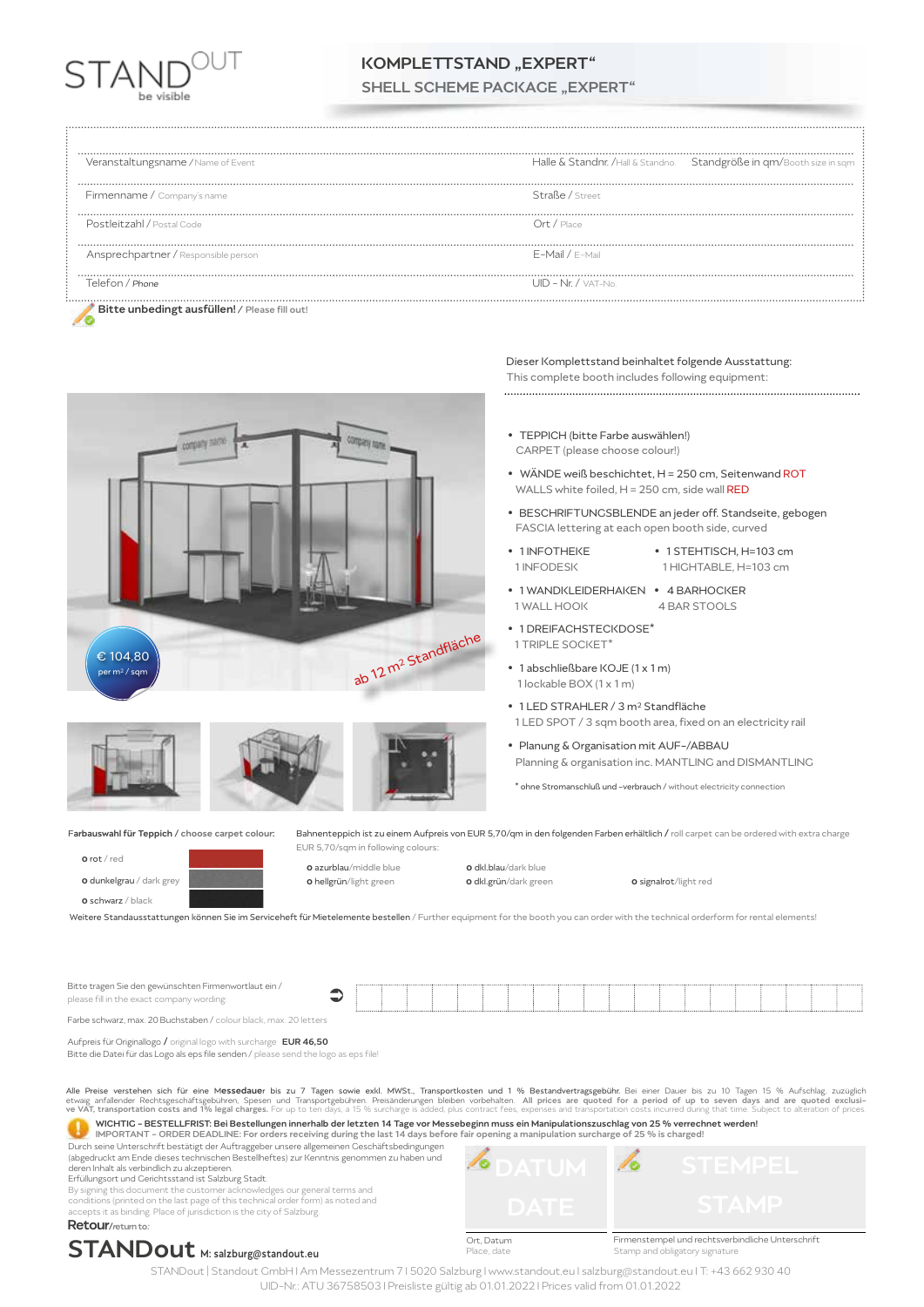STANDOUT be visible

# KOMPLETTSTAND „EXPERT“

## SHELL SCHEME PACKAGE „EXPERT“

| | | |
|---|---|---|
| Veranstaltungsname / Name of Event | Halle & Standnr. / Hall & Standno. | Standgröße in qm / Booth size in sqm |
| Firmenname / Company's name | Straße / Street | |
| Postleitzahl / Postal Code | Ort / Place | |
| Ansprechpartner / Responsible person | E-Mail / E-Mail | |
| Telefon / Phone | UID - Nr. / VAT-No. | |

**Bitte unbedingt ausfüllen!** / Please fill out!

€ 104,80 per m² / sqm

ab 12 m² Standfläche

Dieser Komplettstand beinhaltet folgende Ausstattung:
This complete booth includes following equipment:

- TEPPICH (bitte Farbe auswählen!)
  CARPET (please choose colour!)
- WÄNDE weiß beschichtet, H = 250 cm, Seitenwand ROT
  WALLS white foiled, H = 250 cm, side wall RED
- BESCHRIFTUNCSBLENDE an jeder off. Standseite, gebogen
  FASCIA lettering at each open booth side, curved
- 1 INFOTHEKE
  1 INFODESK
- 1 STEHTISCH, H=103 cm
  1 HICHTABLE, H=103 cm
- 1 WANDKLEIDERHAKEN
  1 WALL HOOK
- 4 BARHOCKER
  4 BAR STOOLS
- 1 DREIFACHSTECKDOSE*
  1 TRIPLE SOCKET*
- 1 abschließbare KOJE (1 x 1 m)
  1 lockable BOX (1 x 1 m)
- 1 LED STRAHLER / 3 m² Standfläche
  1 LED SPOT / 3 sqm booth area, fixed on an electricity rail
- Planung & Organisation mit AUF-/ABBAU
  Planning & organisation inc. MANTLING and DISMANTLING

* ohne Stromanschluß und -verbrauch / without electricity connection

**Farbauswahl für Teppich** / choose carpet colour:

- o rot / red
- o dunkelgrau / dark grey
- o schwarz / black

Bahnenteppich ist zu einem Aufpreis von EUR 5,70/qm in den folgenden Farben erhältlich / roll carpet can be ordered with extra charge EUR 5,70/sqm in following colours:

- o azurblau/middle blue
- o hellgrün/light green
- o dkl.blau/dark blue
- o dkl.grün/dark green
- o signalrot/light red

Weitere Standausstattungen können Sie im Serviceheft für Mietelemente bestellen / Further equipment for the booth you can order with the technical orderform for rental elements!

Bitte tragen Sie den gewünschten Firmenwortlaut ein / please fill in the exact company wording

Farbe schwarz, max. 20 Buchstaben / colour black, max. 20 letters

Aufpreis für Originallogo / original logo with surcharge **EUR 46,50**
Bitte die Datei für das Logo als eps file senden / please send the logo as eps file!

Alle Preise verstehen sich für eine Messedauer bis zu 7 Tagen sowie exkl. MwSt., Transportkosten und 1 % Bestandvertragsgebühr. Bei einer Dauer bis zu 10 Tagen 15 % Aufschlag, zuzüglich etwaig anfallender Rechtsgeschäftsgebühren, Spesen und Transportgebühren. Preisänderungen bleiben vorbehalten. **All prices are quoted for a period of up to seven days and are quoted exclusive VAT, transportation costs and 1% legal charges.** For up to ten days, a 15 % surcharge is added, plus contract fees, expenses and transportation costs incurred during that time. Subject to alteration of prices.

**WICHTIG - BESTELLFRIST: Bei Bestellungen innerhalb der letzten 14 Tage vor Messebeginn muss ein Manipulationszuschlag von 25 % verrechnet werden!**
**IMPORTANT - ORDER DEADLINE: For orders receiving during the last 14 days before fair opening a manipulation surcharge of 25 % is charged!**

Durch seine Unterschrift bestätigt der Auftraggeber unsere allgemeinen Geschäftsbedingungen (abgedruckt am Ende dieses technischen Bestellheftes) zur Kenntnis genommen zu haben und deren Inhalt als verbindlich zu akzeptieren.
Erfüllungsort und Gerichtsstand ist Salzburg Stadt.
By signing this document the customer acknowledges our general terms and conditions (printed on the last page of this technical order form) as noted and accepts it as binding. Place of jurisdiction is the city of Salzburg.

| DATUM / DATE | STEMPEL / STAMP |
|---|---|
| Ort, Datum / Place, date | Firmenstempel und rechtsverbindliche Unterschrift / Stamp and obligatory signature |

**Retour**/return to:
**STANDout** M: salzburg@standout.eu

STANDout | Standout GmbH | Am Messezentrum 7 | 5020 Salzburg | www.standout.eu | salzburg@standout.eu | T: +43 662 930 40
UID-Nr.: ATU 36758503 | Preisliste gültig ab 01.01.2022 | Prices valid from 01.01.2022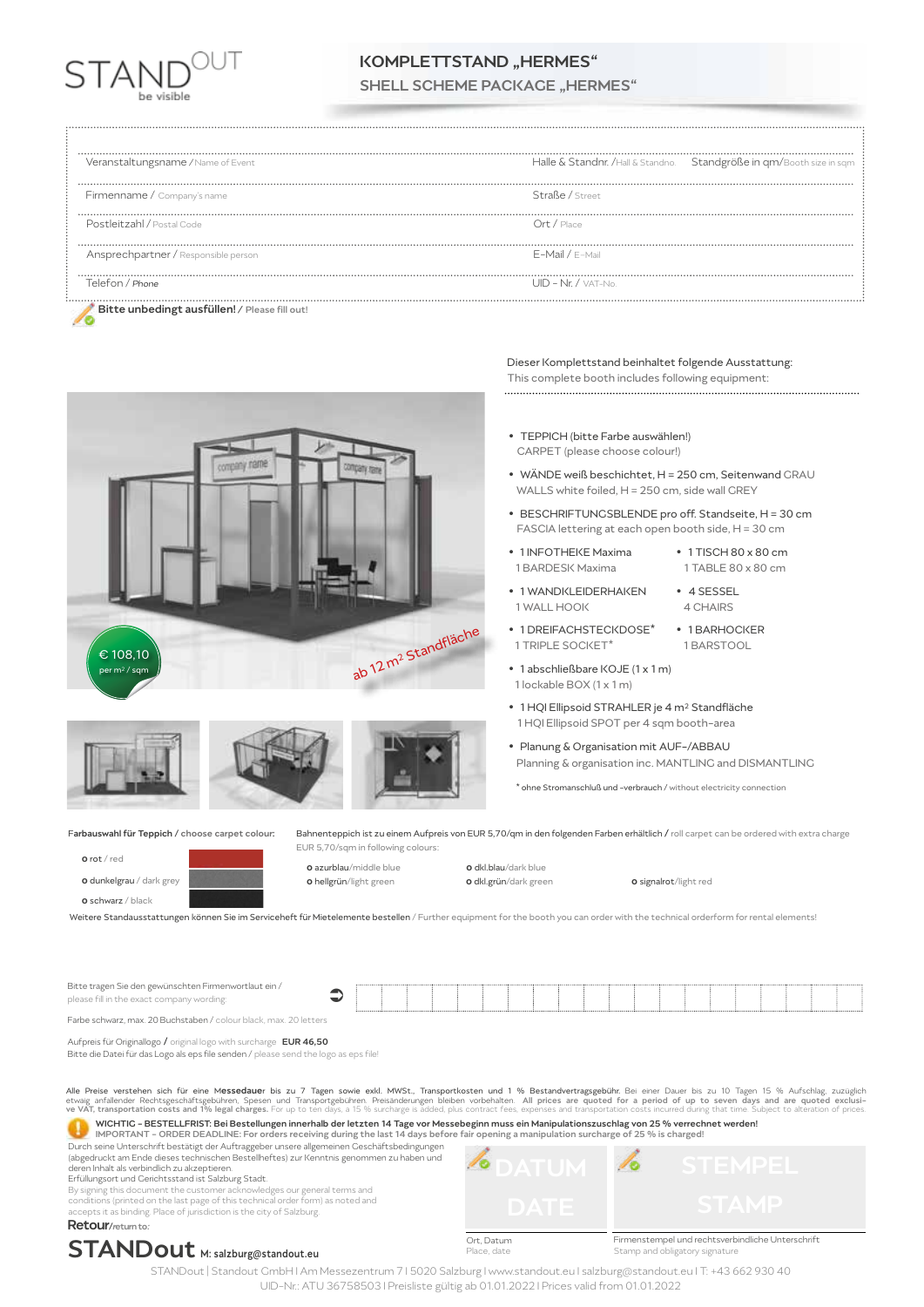STANDOUT
be visible

# KOMPLETTSTAND „HERMES“
## SHELL SCHEME PACKAGE „HERMES“

| | | |
|---|---|---|
| Veranstaltungsname / Name of Event | Halle & Standnr. / Hall & Standno. | Standgröße in qm/Booth size in sqm |
| Firmenname / Company's name | Straße / Street | |
| Postleitzahl / Postal Code | Ort / Place | |
| Ansprechpartner / Responsible person | E-Mail / E-Mail | |
| Telefon / Phone | UID - Nr. / VAT-No. | |

**Bitte unbedingt ausfüllen!** / Please fill out!

€ 108,10 per m² / sqm

ab 12 m² Standfläche

Dieser Komplettstand beinhaltet folgende Ausstattung:
This complete booth includes following equipment:

- TEPPICH (bitte Farbe auswählen!)
  CARPET (please choose colour!)
- WÄNDE weiß beschichtet, H = 250 cm, Seitenwand GRAU
  WALLS white foiled, H = 250 cm, side wall GREY
- BESCHRIFTUNGSBLENDE pro off. Standseite, H = 30 cm
  FASCIA lettering at each open booth side, H = 30 cm
- 1 INFOTHEKE Maxima
  1 BARDESK Maxima
- 1 TISCH 80 x 80 cm
  1 TABLE 80 x 80 cm
- 1 WANDKLEIDERHAKEN
  1 WALL HOOK
- 4 SESSEL
  4 CHAIRS
- 1 DREIFACHSTECKDOSE*
  1 TRIPLE SOCKET*
- 1 BARHOCKER
  1 BARSTOOL
- 1 abschließbare KOJE (1 x 1 m)
  1 lockable BOX (1 x 1 m)
- 1 HQI Ellipsoid STRAHLER je 4 m² Standfläche
  1 HQI Ellipsoid SPOT per 4 sqm booth-area
- Planung & Organisation mit AUF-/ABBAU
  Planning & organisation inc. MANTLING and DISMANTLING

* ohne Stromanschluß und -verbrauch / without electricity connection

**Farbauswahl für Teppich** / choose carpet colour:

- o rot / red
- o dunkelgrau / dark grey
- o schwarz / black

Bahnenteppich ist zu einem Aufpreis von EUR 5,70/qm in den folgenden Farben erhältlich / roll carpet can be ordered with extra charge EUR 5,70/sqm in following colours:

- o azurblau/middle blue
- o hellgrün/light green
- o dkl.blau/dark blue
- o dkl.grün/dark green
- o signalrot/light red

Weitere Standausstattungen können Sie im Serviceheft für Mietelemente bestellen / Further equipment for the booth you can order with the technical orderform for rental elements!

Bitte tragen Sie den gewünschten Firmenwortlaut ein / please fill in the exact company wording

Farbe schwarz, max. 20 Buchstaben / colour black, max. 20 letters

Aufpreis für Originallogo / original logo with surcharge **EUR 46,50**
Bitte die Datei für das Logo als eps file senden / please send the logo as eps file!

Alle Preise verstehen sich für eine **Messedaue**r bis zu 7 Tagen sowie exkl. MWSt., Transportkosten und 1 % Bestandvertragsgebühr. Bei einer Dauer bis zu 10 Tagen 15 % Aufschlag, zuzüglich etwaig anfallender Rechtsgeschäftsgebühren, Spesen und Transportgebühren. Preisänderungen bleiben vorbehalten. **All prices are quoted for a period of up to seven days and are quoted exclusive VAT, transportation costs and 1% legal charges.** For up to ten days, a 15 % surcharge is added, plus contract fees, expenses and transportation costs incurred during that time. Subject to alteration of prices.

**WICHTIG - BESTELLFRIST: Bei Bestellungen innerhalb der letzten 14 Tage vor Messebeginn muss ein Manipulationszuschlag von 25 % verrechnet werden!**
**IMPORTANT - ORDER DEADLINE: For orders receiving during the last 14 days before fair opening a manipulation surcharge of 25 % is charged!**

Durch seine Unterschrift bestätigt der Auftraggeber unsere allgemeinen Geschäftsbedingungen (abgedruckt am Ende dieses technischen Bestellheftes) zur Kenntnis genommen zu haben und deren Inhalt als verbindlich zu akzeptieren.
Erfüllungsort und Gerichtsstand ist Salzburg Stadt.
By signing this document the customer acknowledges our general terms and conditions (printed on the last page of this technical order form) as noted and accepts it as binding. Place of jurisdiction is the city of Salzburg.

DATUM / DATE

STEMPEL / STAMP

Ort, Datum / Place, date

Firmenstempel und rechtsverbindliche Unterschrift / Stamp and obligatory signature

**Retour**/return to:
**STANDout** M: salzburg@standout.eu

STANDout | Standout GmbH | Am Messezentrum 7 | 5020 Salzburg | www.standout.eu | salzburg@standout.eu | T: +43 662 930 40
UID-Nr.: ATU 36758503 | Preisliste gültig ab 01.01.2022 | Prices valid from 01.01.2022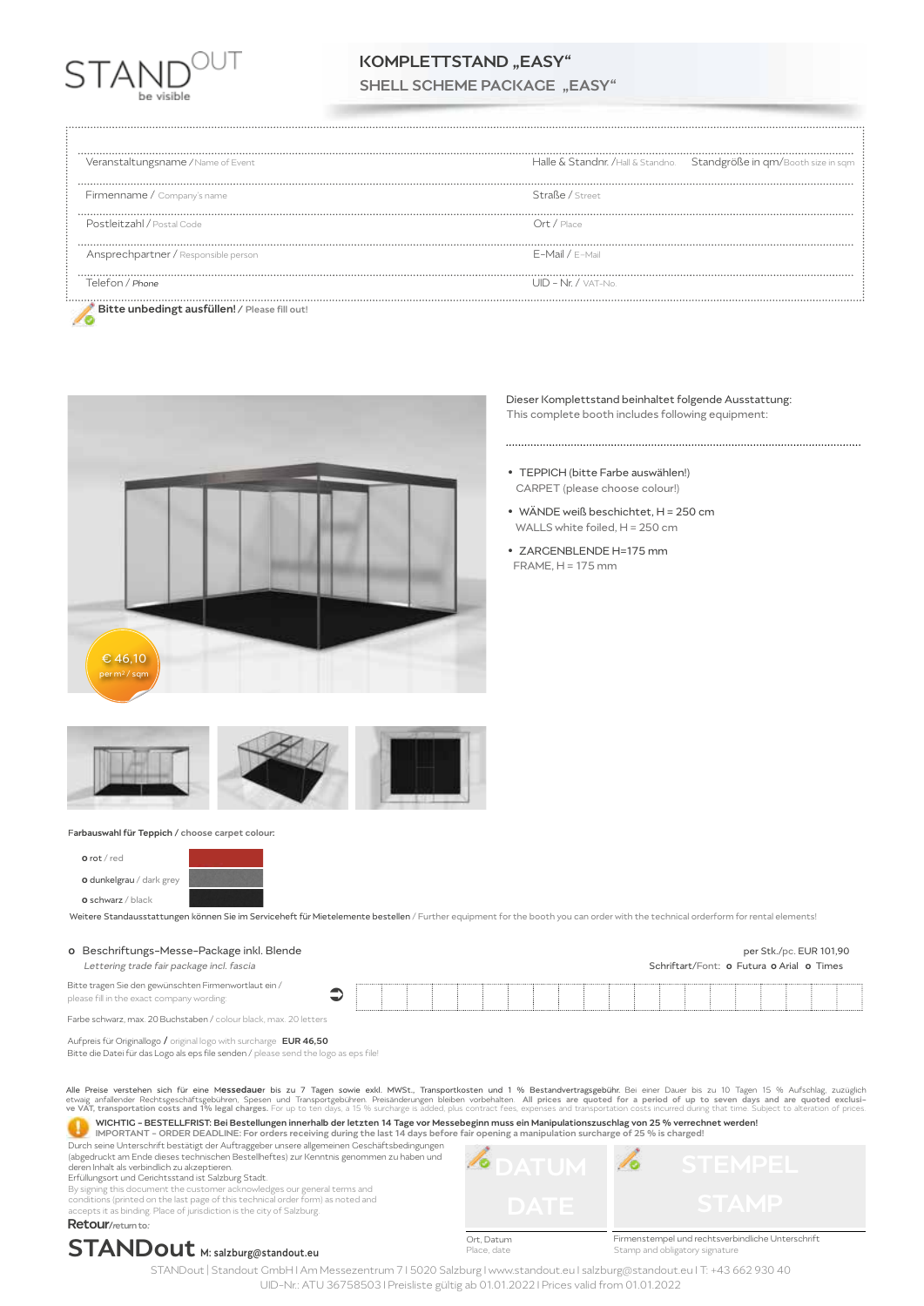STANDOUT be visible

## KOMPLETTSTAND „EASY“

### SHELL SCHEME PACKAGE „EASY“

| | | |
|---|---|---|
| Veranstaltungsname / Name of Event | Halle & Standnr. / Hall & Standno. | Standgröße in qm/Booth size in sqm |
| Firmenname / Company's name | Straße / Street | |
| Postleitzahl / Postal Code | Ort / Place | |
| Ansprechpartner / Responsible person | E-Mail / E-Mail | |
| Telefon / Phone | UID - Nr. / VAT-No. | |

**Bitte unbedingt ausfüllen!** / Please fill out!

€ 46,10 per m² / sqm

Dieser Komplettstand beinhaltet folgende Ausstattung:
This complete booth includes following equipment:

- TEPPICH (bitte Farbe auswählen!)
  CARPET (please choose colour!)
- WÄNDE weiß beschichtet, H = 250 cm
  WALLS white foiled, H = 250 cm
- ZARGENBLENDE H=175 mm
  FRAME, H = 175 mm

**Farbauswahl für Teppich / choose carpet colour:**

o rot / red

o dunkelgrau / dark grey

o schwarz / black

Weitere Standausstattungen können Sie im Serviceheft für Mietelemente bestellen / Further equipment for the booth you can order with the technical orderform for rental elements!

o Beschriftungs-Messe-Package inkl. Blende — per Stk./pc. EUR 101,90

*Lettering trade fair package incl. fascia* — Schriftart/Font: o Futura o Arial o Times

Bitte tragen Sie den gewünschten Firmenwortlaut ein / please fill in the exact company wording

Farbe schwarz, max. 20 Buchstaben / colour black, max. 20 letters

Aufpreis für Originallogo / original logo with surcharge **EUR 46,50**
Bitte die Datei für das Logo als eps file senden / please send the logo as eps file!

Alle Preise verstehen sich für eine **Messedaue**r bis zu 7 Tagen sowie exkl. MWSt., Transportkosten und 1 % Bestandvertragsgebühr. Bei einer Dauer bis zu 10 Tagen 15 % Aufschlag, zuzüglich etwaig anfallender Rechtsgeschäftsgebühren, Spesen und Transportgebühren. Preisänderungen bleiben vorbehalten. **All prices are quoted for a period of up to seven days and are quoted exclusive VAT, transportation costs and 1% legal charges.** For up to ten days, a 15 % surcharge is added, plus contract fees, expenses and transportation costs incurred during that time. Subject to alteration of prices.

**WICHTIG - BESTELLFRIST: Bei Bestellungen innerhalb der letzten 14 Tage vor Messebeginn muss ein Manipulationszuschlag von 25 % verrechnet werden!**
**IMPORTANT - ORDER DEADLINE: For orders receiving during the last 14 days before fair opening a manipulation surcharge of 25 % is charged!**

Durch seine Unterschrift bestätigt der Auftraggeber unsere allgemeinen Geschäftsbedingungen (abgedruckt am Ende dieses technischen Bestellheftes) zur Kenntnis genommen zu haben und deren Inhalt als verbindlich zu akzeptieren.
Erfüllungsort und Gerichtsstand ist Salzburg Stadt.
By signing this document the customer acknowledges our general terms and conditions (printed on the last page of this technical order form) as noted and accepts it as binding. Place of jurisdiction is the city of Salzburg.

DATUM / DATE — STEMPEL / STAMP

Ort, Datum / Place, date — Firmenstempel und rechtsverbindliche Unterschrift / Stamp and obligatory signature

**Retour**/return to:
**STANDout** M: salzburg@standout.eu

STANDout | Standout GmbH | Am Messezentrum 7 | 5020 Salzburg | www.standout.eu | salzburg@standout.eu | T: +43 662 930 40
UID-Nr.: ATU 36758503 | Preisliste gültig ab 01.01.2022 | Prices valid from 01.01.2022